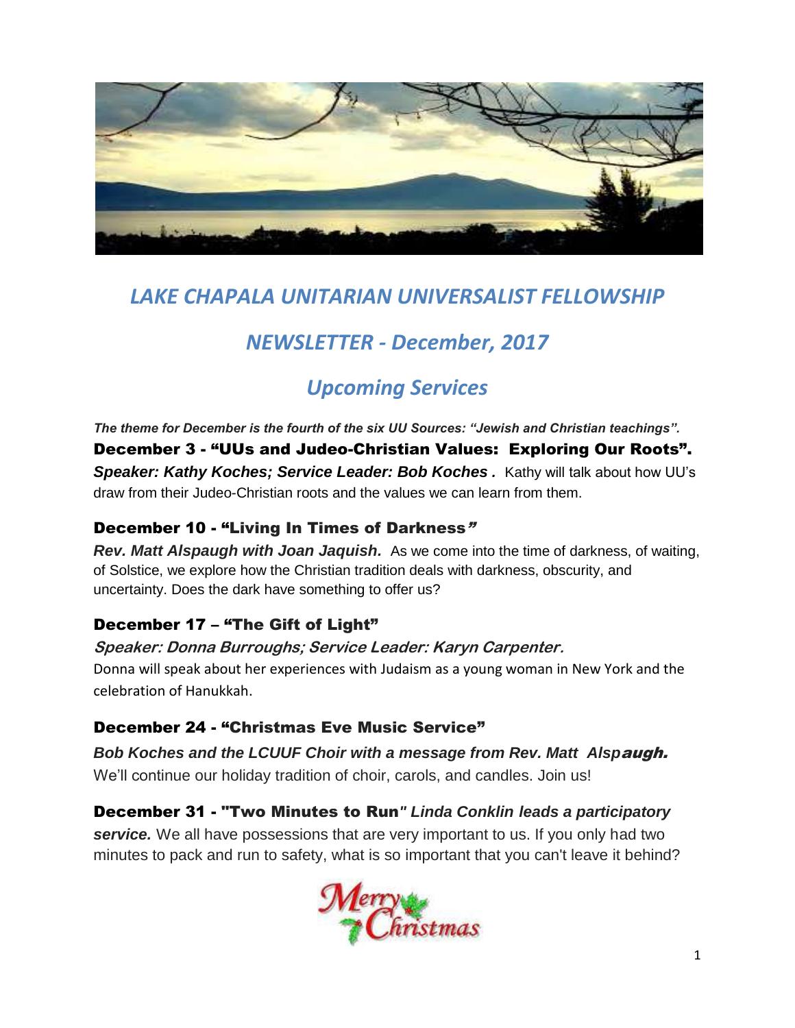# *LAKE CHAPALA UNITARIAN UNIVERSALIST FELLOWSHIP*

## *NEWSLETTER - December, 2017*

## *Upcoming Services*

***The theme for December is the fourth of the six UU Sources: "Jewish and Christian teachings".***

**December 3 - "UUs and Judeo-Christian Values: Exploring Our Roots".**
***Speaker: Kathy Koches; Service Leader: Bob Koches .*** Kathy will talk about how UU's draw from their Judeo-Christian roots and the values we can learn from them.

### December 10 - "Living In Times of Darkness"

***Rev. Matt Alspaugh with Joan Jaquish.*** As we come into the time of darkness, of waiting, of Solstice, we explore how the Christian tradition deals with darkness, obscurity, and uncertainty. Does the dark have something to offer us?

### December 17 – "The Gift of Light"

***Speaker: Donna Burroughs; Service Leader: Karyn Carpenter.***
Donna will speak about her experiences with Judaism as a young woman in New York and the celebration of Hanukkah.

### December 24 - "Christmas Eve Music Service"

***Bob Koches and the LCUUF Choir with a message from Rev. Matt Alspaugh.***
We'll continue our holiday tradition of choir, carols, and candles. Join us!

**December 31 - "Two Minutes to Run"** ***Linda Conklin leads a participatory service.*** We all have possessions that are very important to us. If you only had two minutes to pack and run to safety, what is so important that you can't leave it behind?

Merry Christmas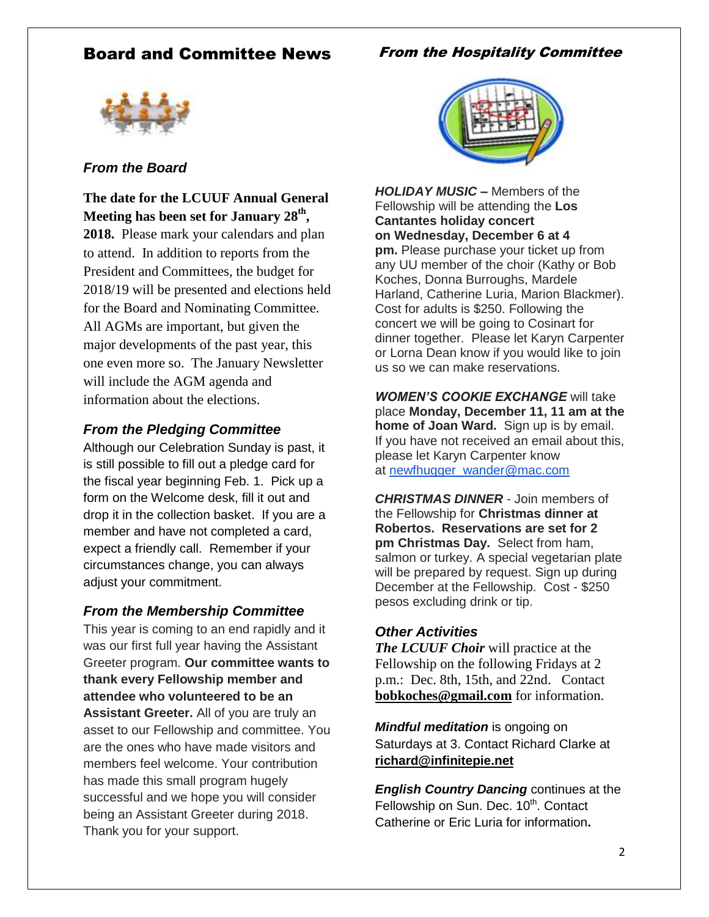# Board and Committee News

### *From the Board*

**The date for the LCUUF Annual General Meeting has been set for January 28th, 2018.** Please mark your calendars and plan to attend. In addition to reports from the President and Committees, the budget for 2018/19 will be presented and elections held for the Board and Nominating Committee. All AGMs are important, but given the major developments of the past year, this one even more so. The January Newsletter will include the AGM agenda and information about the elections.

### *From the Pledging Committee*

Although our Celebration Sunday is past, it is still possible to fill out a pledge card for the fiscal year beginning Feb. 1. Pick up a form on the Welcome desk, fill it out and drop it in the collection basket. If you are a member and have not completed a card, expect a friendly call. Remember if your circumstances change, you can always adjust your commitment.

### *From the Membership Committee*

This year is coming to an end rapidly and it was our first full year having the Assistant Greeter program. **Our committee wants to thank every Fellowship member and attendee who volunteered to be an Assistant Greeter.** All of you are truly an asset to our Fellowship and committee. You are the ones who have made visitors and members feel welcome. Your contribution has made this small program hugely successful and we hope you will consider being an Assistant Greeter during 2018. Thank you for your support.

## *From the Hospitality Committee*

***HOLIDAY MUSIC –*** Members of the Fellowship will be attending the **Los Cantantes holiday concert on Wednesday, December 6 at 4 pm.** Please purchase your ticket up from any UU member of the choir (Kathy or Bob Koches, Donna Burroughs, Mardele Harland, Catherine Luria, Marion Blackmer). Cost for adults is $250. Following the concert we will be going to Cosinart for dinner together. Please let Karyn Carpenter or Lorna Dean know if you would like to join us so we can make reservations.

***WOMEN'S COOKIE EXCHANGE*** will take place **Monday, December 11, 11 am at the home of Joan Ward.** Sign up is by email. If you have not received an email about this, please let Karyn Carpenter know at newfhugger_wander@mac.com

***CHRISTMAS DINNER*** - Join members of the Fellowship for **Christmas dinner at Robertos. Reservations are set for 2 pm Christmas Day.** Select from ham, salmon or turkey. A special vegetarian plate will be prepared by request. Sign up during December at the Fellowship. Cost - $250 pesos excluding drink or tip.

### *Other Activities*

***The LCUUF Choir*** will practice at the Fellowship on the following Fridays at 2 p.m.: Dec. 8th, 15th, and 22nd. Contact **bobkoches@gmail.com** for information.

***Mindful meditation*** is ongoing on Saturdays at 3. Contact Richard Clarke at **richard@infinitepie.net**

***English Country Dancing*** continues at the Fellowship on Sun. Dec. 10th. Contact Catherine or Eric Luria for information**.**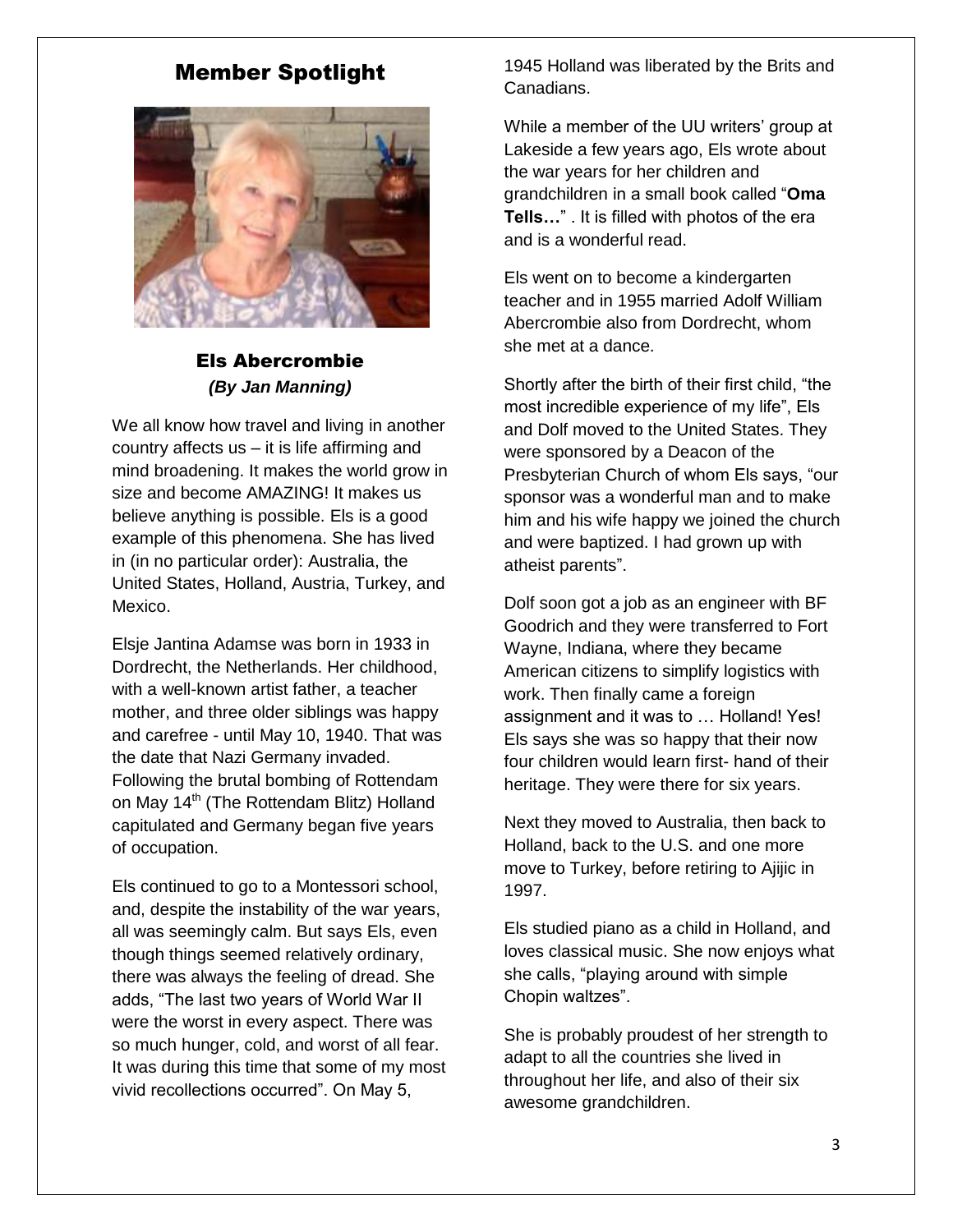## Member Spotlight

### Els Abercrombie

***(By Jan Manning)***

We all know how travel and living in another country affects us – it is life affirming and mind broadening. It makes the world grow in size and become AMAZING! It makes us believe anything is possible. Els is a good example of this phenomena. She has lived in (in no particular order): Australia, the United States, Holland, Austria, Turkey, and Mexico.

Elsje Jantina Adamse was born in 1933 in Dordrecht, the Netherlands. Her childhood, with a well-known artist father, a teacher mother, and three older siblings was happy and carefree - until May 10, 1940. That was the date that Nazi Germany invaded. Following the brutal bombing of Rottendam on May 14th (The Rottendam Blitz) Holland capitulated and Germany began five years of occupation.

Els continued to go to a Montessori school, and, despite the instability of the war years, all was seemingly calm. But says Els, even though things seemed relatively ordinary, there was always the feeling of dread. She adds, "The last two years of World War II were the worst in every aspect. There was so much hunger, cold, and worst of all fear. It was during this time that some of my most vivid recollections occurred". On May 5, 1945 Holland was liberated by the Brits and Canadians.

While a member of the UU writers' group at Lakeside a few years ago, Els wrote about the war years for her children and grandchildren in a small book called "**Oma Tells…**" . It is filled with photos of the era and is a wonderful read.

Els went on to become a kindergarten teacher and in 1955 married Adolf William Abercrombie also from Dordrecht, whom she met at a dance.

Shortly after the birth of their first child, "the most incredible experience of my life", Els and Dolf moved to the United States. They were sponsored by a Deacon of the Presbyterian Church of whom Els says, "our sponsor was a wonderful man and to make him and his wife happy we joined the church and were baptized. I had grown up with atheist parents".

Dolf soon got a job as an engineer with BF Goodrich and they were transferred to Fort Wayne, Indiana, where they became American citizens to simplify logistics with work. Then finally came a foreign assignment and it was to … Holland! Yes! Els says she was so happy that their now four children would learn first- hand of their heritage. They were there for six years.

Next they moved to Australia, then back to Holland, back to the U.S. and one more move to Turkey, before retiring to Ajijic in 1997.

Els studied piano as a child in Holland, and loves classical music. She now enjoys what she calls, "playing around with simple Chopin waltzes".

She is probably proudest of her strength to adapt to all the countries she lived in throughout her life, and also of their six awesome grandchildren.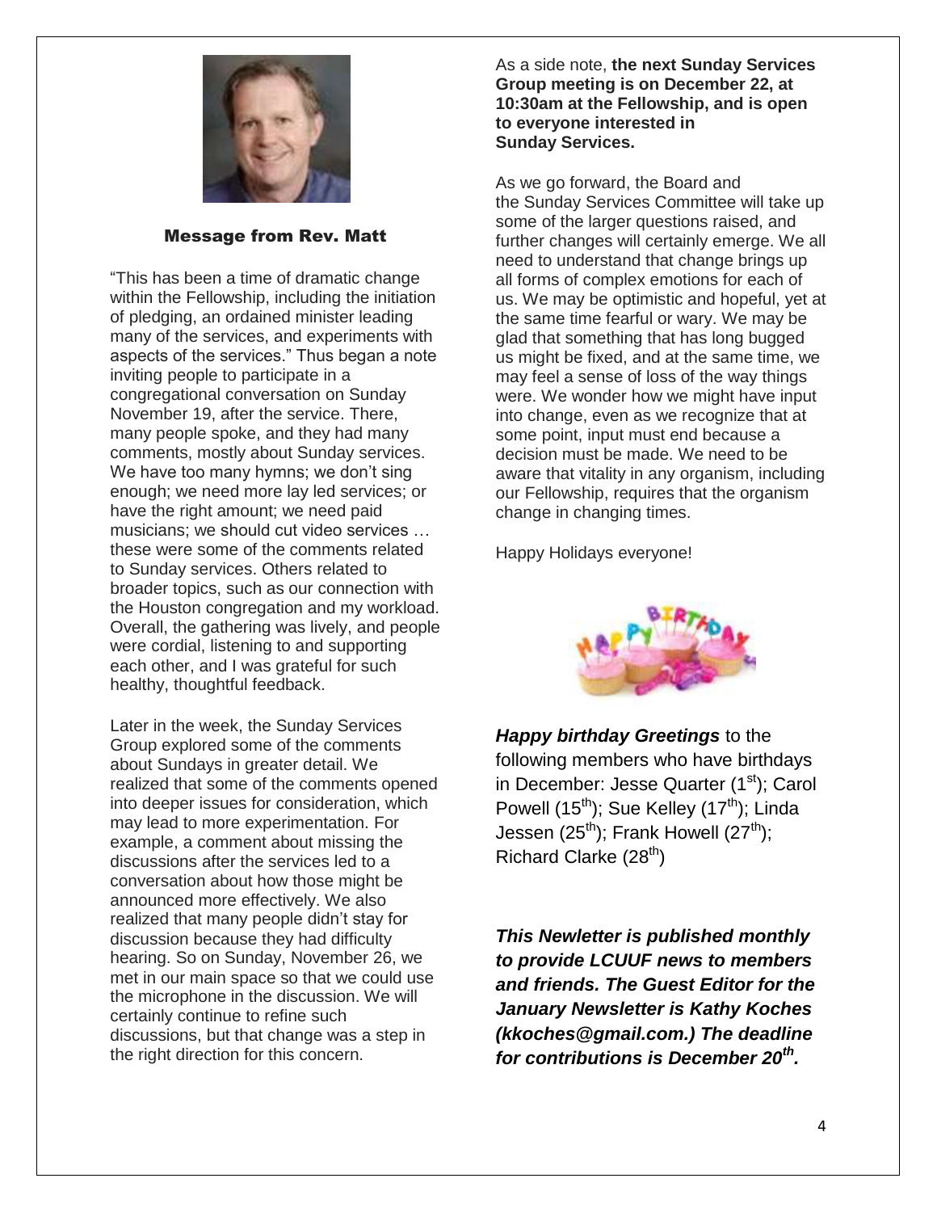## Message from Rev. Matt

"This has been a time of dramatic change within the Fellowship, including the initiation of pledging, an ordained minister leading many of the services, and experiments with aspects of the services." Thus began a note inviting people to participate in a congregational conversation on Sunday November 19, after the service. There, many people spoke, and they had many comments, mostly about Sunday services. We have too many hymns; we don't sing enough; we need more lay led services; or have the right amount; we need paid musicians; we should cut video services … these were some of the comments related to Sunday services. Others related to broader topics, such as our connection with the Houston congregation and my workload. Overall, the gathering was lively, and people were cordial, listening to and supporting each other, and I was grateful for such healthy, thoughtful feedback.

Later in the week, the Sunday Services Group explored some of the comments about Sundays in greater detail. We realized that some of the comments opened into deeper issues for consideration, which may lead to more experimentation. For example, a comment about missing the discussions after the services led to a conversation about how those might be announced more effectively. We also realized that many people didn't stay for discussion because they had difficulty hearing. So on Sunday, November 26, we met in our main space so that we could use the microphone in the discussion. We will certainly continue to refine such discussions, but that change was a step in the right direction for this concern.

As a side note, **the next Sunday Services Group meeting is on December 22, at 10:30am at the Fellowship, and is open to everyone interested in Sunday Services.**

As we go forward, the Board and the Sunday Services Committee will take up some of the larger questions raised, and further changes will certainly emerge. We all need to understand that change brings up all forms of complex emotions for each of us. We may be optimistic and hopeful, yet at the same time fearful or wary. We may be glad that something that has long bugged us might be fixed, and at the same time, we may feel a sense of loss of the way things were. We wonder how we might have input into change, even as we recognize that at some point, input must end because a decision must be made. We need to be aware that vitality in any organism, including our Fellowship, requires that the organism change in changing times.

Happy Holidays everyone!

***Happy birthday Greetings*** to the following members who have birthdays in December: Jesse Quarter (1st); Carol Powell (15th); Sue Kelley (17th); Linda Jessen (25th); Frank Howell (27th); Richard Clarke (28th)

***This Newletter is published monthly to provide LCUUF news to members and friends. The Guest Editor for the January Newsletter is Kathy Koches (kkoches@gmail.com.) The deadline for contributions is December 20th.***